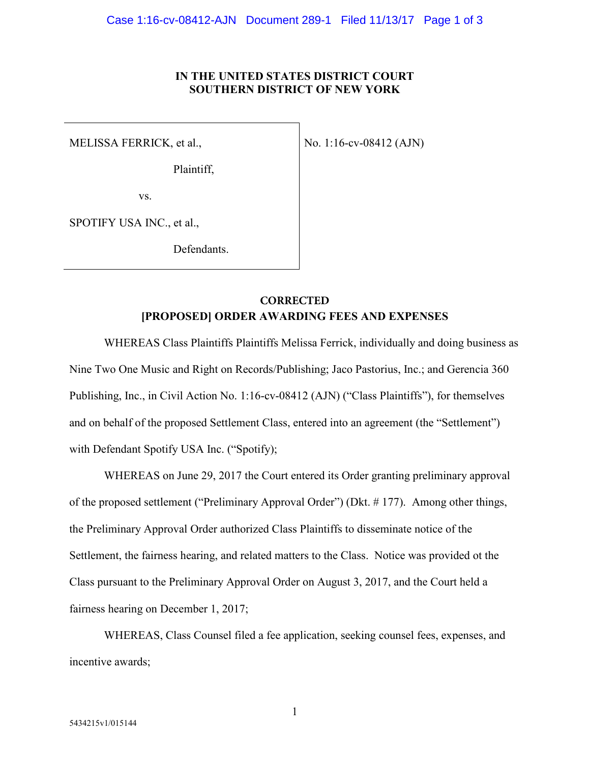**IN THE UNITED STATES DISTRICT COURT**
**SOUTHERN DISTRICT OF NEW YORK**

| | |
|---|---|
| MELISSA FERRICK, et al.,<br><br>Plaintiff,<br><br>vs.<br><br>SPOTIFY USA INC., et al.,<br><br>Defendants. | No. 1:16-cv-08412 (AJN) |

**CORRECTED**
**[PROPOSED] ORDER AWARDING FEES AND EXPENSES**

WHEREAS Class Plaintiffs Plaintiffs Melissa Ferrick, individually and doing business as Nine Two One Music and Right on Records/Publishing; Jaco Pastorius, Inc.; and Gerencia 360 Publishing, Inc., in Civil Action No. 1:16-cv-08412 (AJN) ("Class Plaintiffs"), for themselves and on behalf of the proposed Settlement Class, entered into an agreement (the "Settlement") with Defendant Spotify USA Inc. ("Spotify);

WHEREAS on June 29, 2017 the Court entered its Order granting preliminary approval of the proposed settlement ("Preliminary Approval Order") (Dkt. # 177). Among other things, the Preliminary Approval Order authorized Class Plaintiffs to disseminate notice of the Settlement, the fairness hearing, and related matters to the Class. Notice was provided ot the Class pursuant to the Preliminary Approval Order on August 3, 2017, and the Court held a fairness hearing on December 1, 2017;

WHEREAS, Class Counsel filed a fee application, seeking counsel fees, expenses, and incentive awards;

5434215v1/015144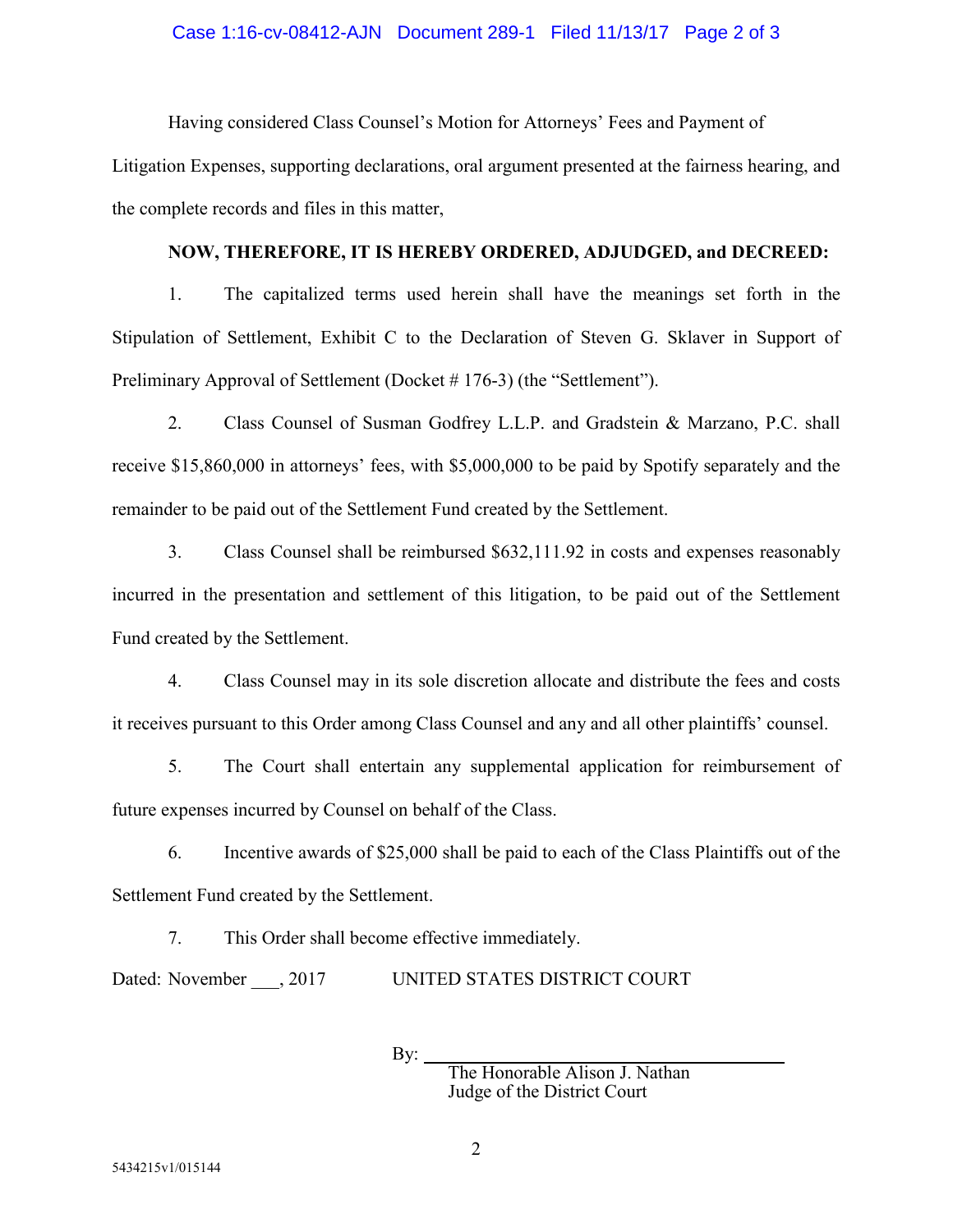Having considered Class Counsel's Motion for Attorneys' Fees and Payment of Litigation Expenses, supporting declarations, oral argument presented at the fairness hearing, and the complete records and files in this matter,

**NOW, THEREFORE, IT IS HEREBY ORDERED, ADJUDGED, and DECREED:**

1. The capitalized terms used herein shall have the meanings set forth in the Stipulation of Settlement, Exhibit C to the Declaration of Steven G. Sklaver in Support of Preliminary Approval of Settlement (Docket # 176-3) (the "Settlement").

2. Class Counsel of Susman Godfrey L.L.P. and Gradstein & Marzano, P.C. shall receive $15,860,000 in attorneys' fees, with $5,000,000 to be paid by Spotify separately and the remainder to be paid out of the Settlement Fund created by the Settlement.

3. Class Counsel shall be reimbursed $632,111.92 in costs and expenses reasonably incurred in the presentation and settlement of this litigation, to be paid out of the Settlement Fund created by the Settlement.

4. Class Counsel may in its sole discretion allocate and distribute the fees and costs it receives pursuant to this Order among Class Counsel and any and all other plaintiffs' counsel.

5. The Court shall entertain any supplemental application for reimbursement of future expenses incurred by Counsel on behalf of the Class.

6. Incentive awards of $25,000 shall be paid to each of the Class Plaintiffs out of the Settlement Fund created by the Settlement.

7. This Order shall become effective immediately.

Dated: November ___, 2017 UNITED STATES DISTRICT COURT

By: ______________________________
The Honorable Alison J. Nathan
Judge of the District Court

5434215v1/015144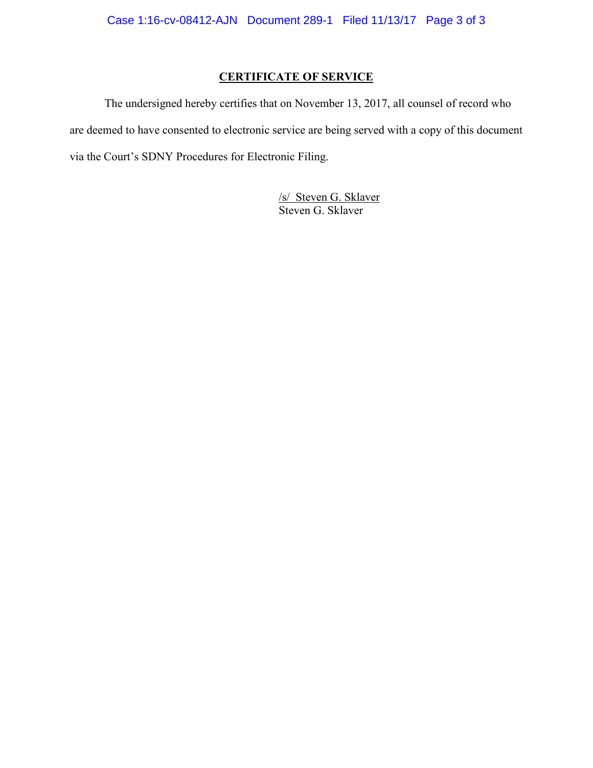## CERTIFICATE OF SERVICE

The undersigned hereby certifies that on November 13, 2017, all counsel of record who are deemed to have consented to electronic service are being served with a copy of this document via the Court's SDNY Procedures for Electronic Filing.

/s/ Steven G. Sklaver
Steven G. Sklaver